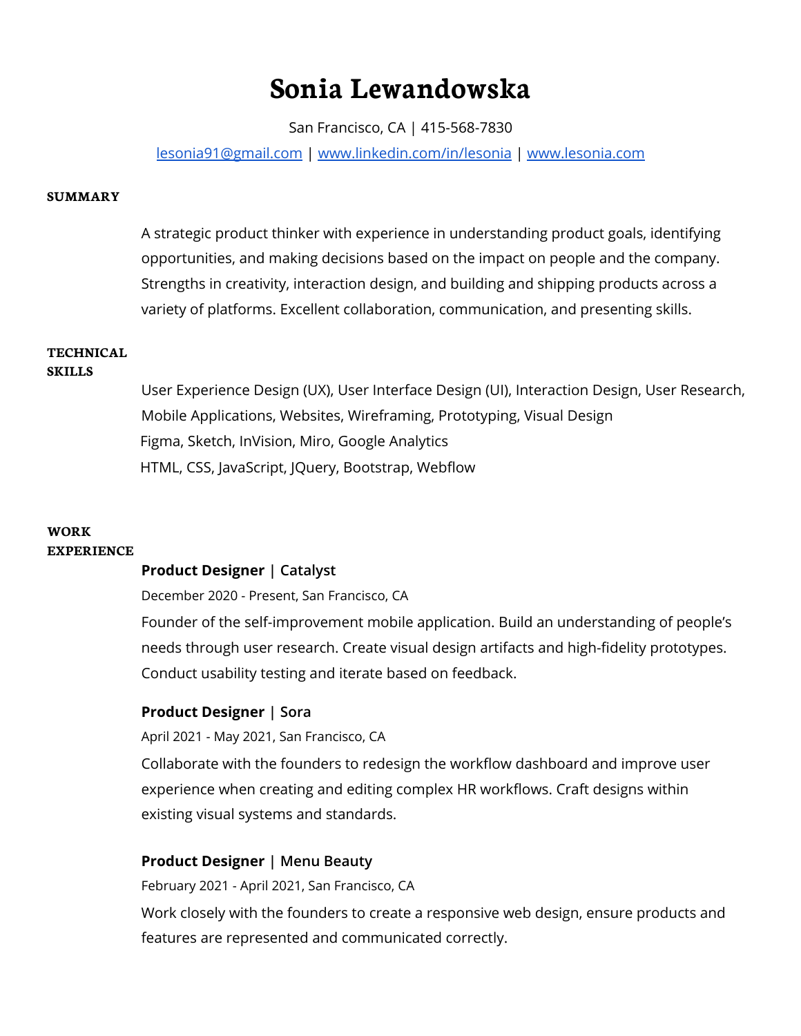# Sonia Lewandowska

San Francisco, CA | 415-568-7830

lesonia91@gmail.com | www.linkedin.com/in/lesonia | www.lesonia.com

## SUMMARY

A strategic product thinker with experience in understanding product goals, identifying opportunities, and making decisions based on the impact on people and the company. Strengths in creativity, interaction design, and building and shipping products across a variety of platforms. Excellent collaboration, communication, and presenting skills.

## TECHNICAL SKILLS

User Experience Design (UX), User Interface Design (UI), Interaction Design, User Research, Mobile Applications, Websites, Wireframing, Prototyping, Visual Design

Figma, Sketch, InVision, Miro, Google Analytics

HTML, CSS, JavaScript, JQuery, Bootstrap, Webflow

## WORK EXPERIENCE

**Product Designer | Catalyst**

December 2020 - Present, San Francisco, CA

Founder of the self-improvement mobile application. Build an understanding of people's needs through user research. Create visual design artifacts and high-fidelity prototypes. Conduct usability testing and iterate based on feedback.

**Product Designer | Sora**

April 2021 - May 2021, San Francisco, CA

Collaborate with the founders to redesign the workflow dashboard and improve user experience when creating and editing complex HR workflows. Craft designs within existing visual systems and standards.

**Product Designer | Menu Beauty**

February 2021 - April 2021, San Francisco, CA

Work closely with the founders to create a responsive web design, ensure products and features are represented and communicated correctly.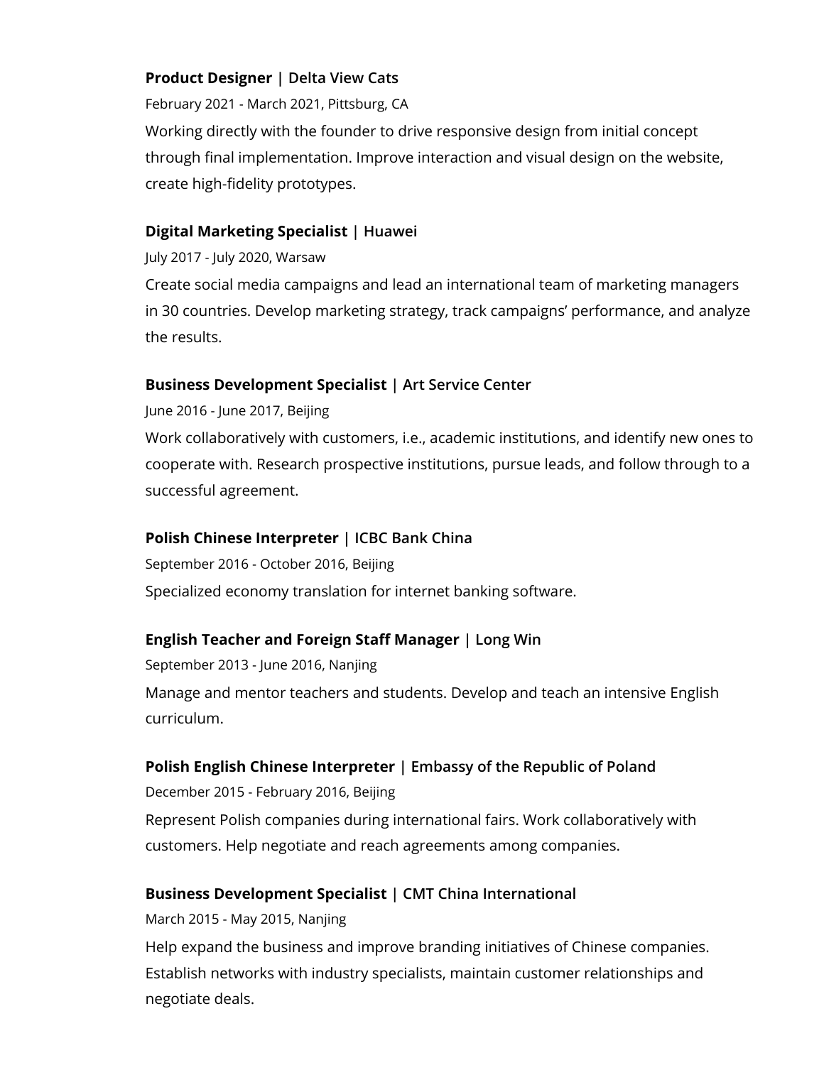**Product Designer** | Delta View Cats

February 2021 - March 2021, Pittsburg, CA

Working directly with the founder to drive responsive design from initial concept through final implementation. Improve interaction and visual design on the website, create high-fidelity prototypes.

**Digital Marketing Specialist** | Huawei

July 2017 - July 2020, Warsaw

Create social media campaigns and lead an international team of marketing managers in 30 countries. Develop marketing strategy, track campaigns' performance, and analyze the results.

**Business Development Specialist** | Art Service Center

June 2016 - June 2017, Beijing

Work collaboratively with customers, i.e., academic institutions, and identify new ones to cooperate with. Research prospective institutions, pursue leads, and follow through to a successful agreement.

**Polish Chinese Interpreter** | ICBC Bank China

September 2016 - October 2016, Beijing

Specialized economy translation for internet banking software.

**English Teacher and Foreign Staff Manager** | Long Win

September 2013 - June 2016, Nanjing

Manage and mentor teachers and students. Develop and teach an intensive English curriculum.

**Polish English Chinese Interpreter** | Embassy of the Republic of Poland

December 2015 - February 2016, Beijing

Represent Polish companies during international fairs. Work collaboratively with customers. Help negotiate and reach agreements among companies.

**Business Development Specialist** | CMT China International

March 2015 - May 2015, Nanjing

Help expand the business and improve branding initiatives of Chinese companies. Establish networks with industry specialists, maintain customer relationships and negotiate deals.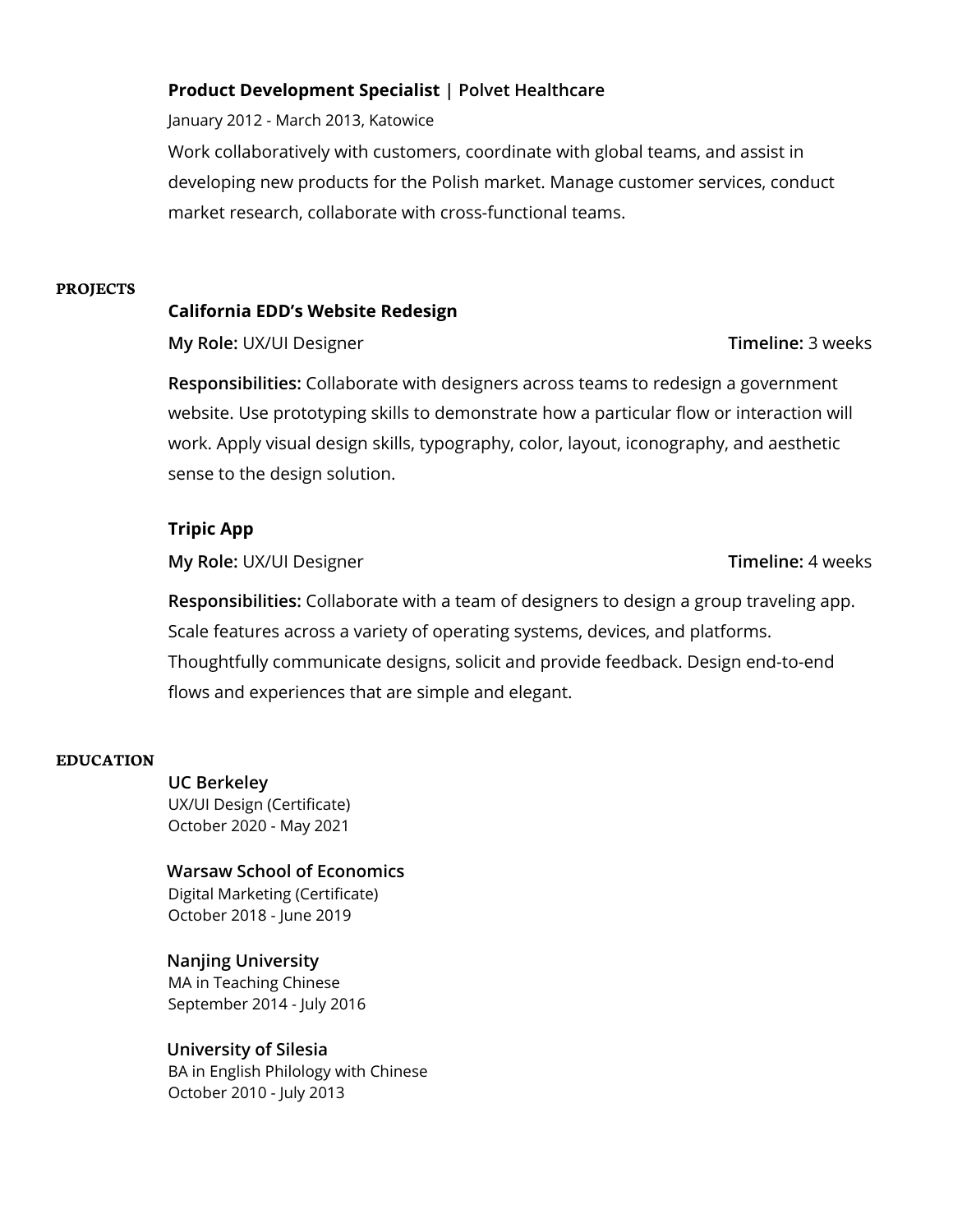**Product Development Specialist** | **Polvet Healthcare**

January 2012 - March 2013, Katowice

Work collaboratively with customers, coordinate with global teams, and assist in developing new products for the Polish market. Manage customer services, conduct market research, collaborate with cross-functional teams.

## PROJECTS

### California EDD's Website Redesign

**My Role:** UX/UI Designer **Timeline:** 3 weeks

**Responsibilities:** Collaborate with designers across teams to redesign a government website. Use prototyping skills to demonstrate how a particular flow or interaction will work. Apply visual design skills, typography, color, layout, iconography, and aesthetic sense to the design solution.

### Tripic App

**My Role:** UX/UI Designer **Timeline:** 4 weeks

**Responsibilities:** Collaborate with a team of designers to design a group traveling app. Scale features across a variety of operating systems, devices, and platforms. Thoughtfully communicate designs, solicit and provide feedback. Design end-to-end flows and experiences that are simple and elegant.

## EDUCATION

**UC Berkeley**
UX/UI Design (Certificate)
October 2020 - May 2021

**Warsaw School of Economics**
Digital Marketing (Certificate)
October 2018 - June 2019

**Nanjing University**
MA in Teaching Chinese
September 2014 - July 2016

**University of Silesia**
BA in English Philology with Chinese
October 2010 - July 2013